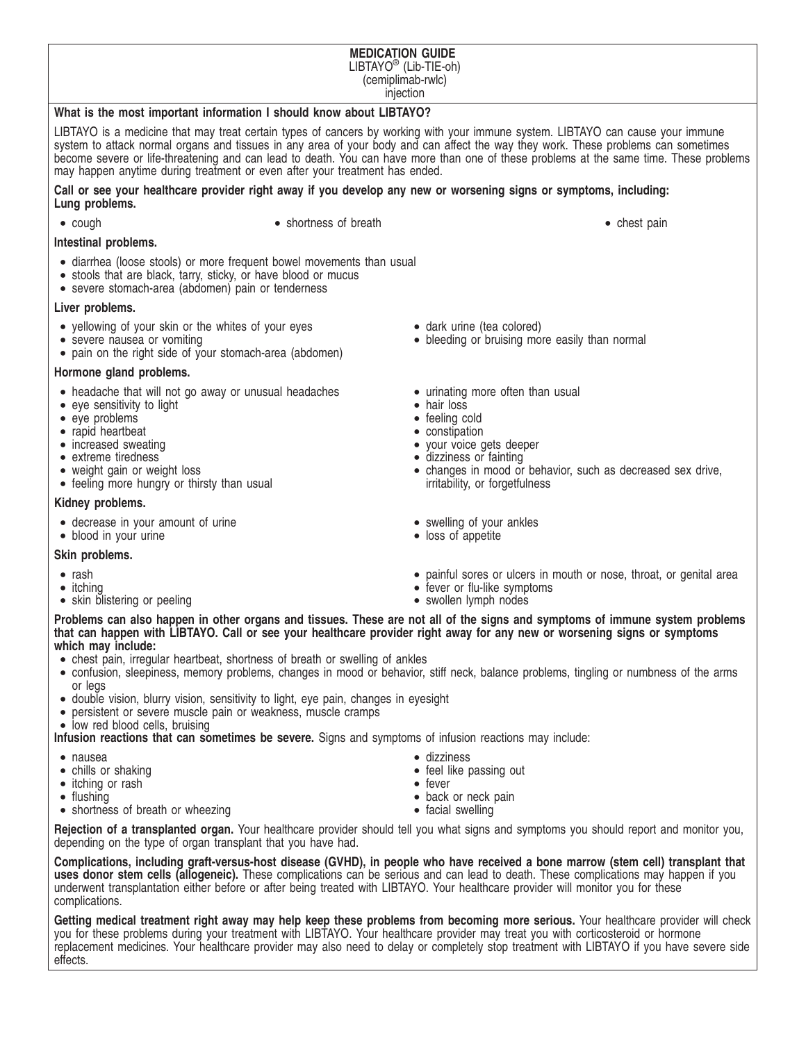# MEDICATION GUIDE

LIBTAYO® (Lib-TIE-oh)
(cemiplimab-rwlc)
injection

## What is the most important information I should know about LIBTAYO?

LIBTAYO is a medicine that may treat certain types of cancers by working with your immune system. LIBTAYO can cause your immune system to attack normal organs and tissues in any area of your body and can affect the way they work. These problems can sometimes become severe or life-threatening and can lead to death. You can have more than one of these problems at the same time. These problems may happen anytime during treatment or even after your treatment has ended.

**Call or see your healthcare provider right away if you develop any new or worsening signs or symptoms, including:**

**Lung problems.**

- cough
- shortness of breath
- chest pain

**Intestinal problems.**

- diarrhea (loose stools) or more frequent bowel movements than usual
- stools that are black, tarry, sticky, or have blood or mucus
- severe stomach-area (abdomen) pain or tenderness

**Liver problems.**

- yellowing of your skin or the whites of your eyes
- severe nausea or vomiting
- pain on the right side of your stomach-area (abdomen)
- dark urine (tea colored)
- bleeding or bruising more easily than normal

**Hormone gland problems.**

- headache that will not go away or unusual headaches
- eye sensitivity to light
- eye problems
- rapid heartbeat
- increased sweating
- extreme tiredness
- weight gain or weight loss
- feeling more hungry or thirsty than usual
- urinating more often than usual
- hair loss
- feeling cold
- constipation
- your voice gets deeper
- dizziness or fainting
- changes in mood or behavior, such as decreased sex drive, irritability, or forgetfulness

**Kidney problems.**

- decrease in your amount of urine
- blood in your urine
- swelling of your ankles
- loss of appetite

**Skin problems.**

- rash
- itching
- skin blistering or peeling
- painful sores or ulcers in mouth or nose, throat, or genital area
- fever or flu-like symptoms
- swollen lymph nodes

**Problems can also happen in other organs and tissues. These are not all of the signs and symptoms of immune system problems that can happen with LIBTAYO. Call or see your healthcare provider right away for any new or worsening signs or symptoms which may include:**

- chest pain, irregular heartbeat, shortness of breath or swelling of ankles
- confusion, sleepiness, memory problems, changes in mood or behavior, stiff neck, balance problems, tingling or numbness of the arms or legs
- double vision, blurry vision, sensitivity to light, eye pain, changes in eyesight
- persistent or severe muscle pain or weakness, muscle cramps
- low red blood cells, bruising

**Infusion reactions that can sometimes be severe.** Signs and symptoms of infusion reactions may include:

- nausea
- chills or shaking
- itching or rash
- flushing
- shortness of breath or wheezing
- dizziness
- feel like passing out
- fever
- back or neck pain
- facial swelling

**Rejection of a transplanted organ.** Your healthcare provider should tell you what signs and symptoms you should report and monitor you, depending on the type of organ transplant that you have had.

**Complications, including graft-versus-host disease (GVHD), in people who have received a bone marrow (stem cell) transplant that uses donor stem cells (allogeneic).** These complications can be serious and can lead to death. These complications may happen if you underwent transplantation either before or after being treated with LIBTAYO. Your healthcare provider will monitor you for these complications.

**Getting medical treatment right away may help keep these problems from becoming more serious.** Your healthcare provider will check you for these problems during your treatment with LIBTAYO. Your healthcare provider may treat you with corticosteroid or hormone replacement medicines. Your healthcare provider may also need to delay or completely stop treatment with LIBTAYO if you have severe side effects.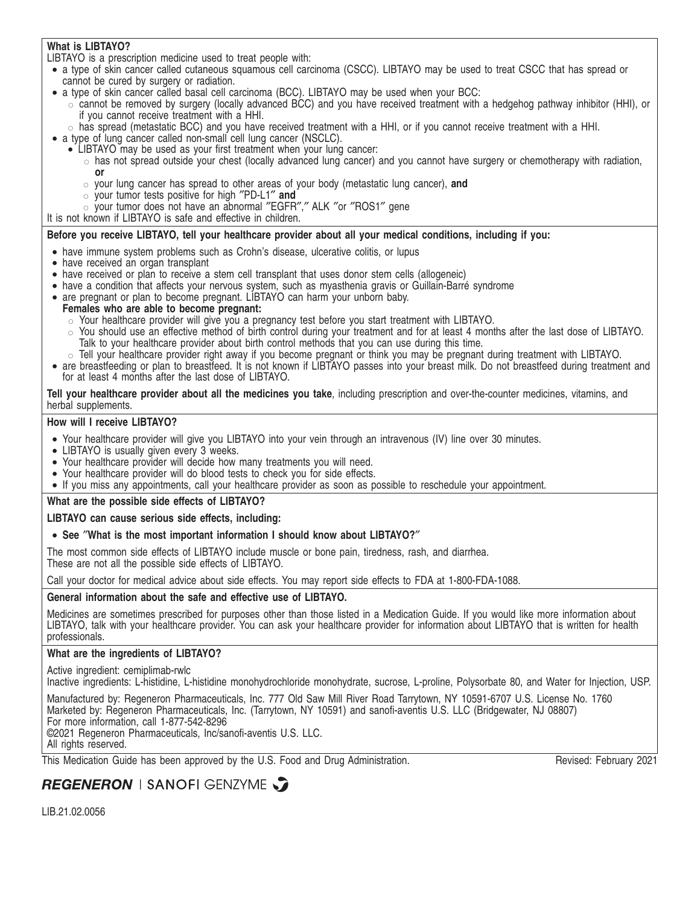**What is LIBTAYO?**

LIBTAYO is a prescription medicine used to treat people with:

- a type of skin cancer called cutaneous squamous cell carcinoma (CSCC). LIBTAYO may be used to treat CSCC that has spread or cannot be cured by surgery or radiation.
- a type of skin cancer called basal cell carcinoma (BCC). LIBTAYO may be used when your BCC:
  - cannot be removed by surgery (locally advanced BCC) and you have received treatment with a hedgehog pathway inhibitor (HHI), or if you cannot receive treatment with a HHI.
  - has spread (metastatic BCC) and you have received treatment with a HHI, or if you cannot receive treatment with a HHI.
- a type of lung cancer called non-small cell lung cancer (NSCLC).
  - LIBTAYO may be used as your first treatment when your lung cancer:
    - has not spread outside your chest (locally advanced lung cancer) and you cannot have surgery or chemotherapy with radiation, **or**
    - your lung cancer has spread to other areas of your body (metastatic lung cancer), **and**
    - your tumor tests positive for high "PD-L1" **and**
    - your tumor does not have an abnormal "EGFR"," ALK "or "ROS1" gene

It is not known if LIBTAYO is safe and effective in children.

**Before you receive LIBTAYO, tell your healthcare provider about all your medical conditions, including if you:**

- have immune system problems such as Crohn's disease, ulcerative colitis, or lupus
- have received an organ transplant
- have received or plan to receive a stem cell transplant that uses donor stem cells (allogeneic)
- have a condition that affects your nervous system, such as myasthenia gravis or Guillain-Barré syndrome
- are pregnant or plan to become pregnant. LIBTAYO can harm your unborn baby.
  **Females who are able to become pregnant:**
  - Your healthcare provider will give you a pregnancy test before you start treatment with LIBTAYO.
  - You should use an effective method of birth control during your treatment and for at least 4 months after the last dose of LIBTAYO. Talk to your healthcare provider about birth control methods that you can use during this time.
  - Tell your healthcare provider right away if you become pregnant or think you may be pregnant during treatment with LIBTAYO.
- are breastfeeding or plan to breastfeed. It is not known if LIBTAYO passes into your breast milk. Do not breastfeed during treatment and for at least 4 months after the last dose of LIBTAYO.

**Tell your healthcare provider about all the medicines you take**, including prescription and over-the-counter medicines, vitamins, and herbal supplements.

**How will I receive LIBTAYO?**

- Your healthcare provider will give you LIBTAYO into your vein through an intravenous (IV) line over 30 minutes.
- LIBTAYO is usually given every 3 weeks.
- Your healthcare provider will decide how many treatments you will need.
- Your healthcare provider will do blood tests to check you for side effects.
- If you miss any appointments, call your healthcare provider as soon as possible to reschedule your appointment.

**What are the possible side effects of LIBTAYO?**

**LIBTAYO can cause serious side effects, including:**

- **See "What is the most important information I should know about LIBTAYO?"**

The most common side effects of LIBTAYO include muscle or bone pain, tiredness, rash, and diarrhea.
These are not all the possible side effects of LIBTAYO.

Call your doctor for medical advice about side effects. You may report side effects to FDA at 1-800-FDA-1088.

**General information about the safe and effective use of LIBTAYO.**

Medicines are sometimes prescribed for purposes other than those listed in a Medication Guide. If you would like more information about LIBTAYO, talk with your healthcare provider. You can ask your healthcare provider for information about LIBTAYO that is written for health professionals.

**What are the ingredients of LIBTAYO?**

Active ingredient: cemiplimab-rwlc
Inactive ingredients: L-histidine, L-histidine monohydrochloride monohydrate, sucrose, L-proline, Polysorbate 80, and Water for Injection, USP.

Manufactured by: Regeneron Pharmaceuticals, Inc. 777 Old Saw Mill River Road Tarrytown, NY 10591-6707 U.S. License No. 1760
Marketed by: Regeneron Pharmaceuticals, Inc. (Tarrytown, NY 10591) and sanofi-aventis U.S. LLC (Bridgewater, NJ 08807)
For more information, call 1-877-542-8296
©2021 Regeneron Pharmaceuticals, Inc/sanofi-aventis U.S. LLC.
All rights reserved.

This Medication Guide has been approved by the U.S. Food and Drug Administration. Revised: February 2021

**REGENERON** | SANOFI GENZYME

LIB.21.02.0056